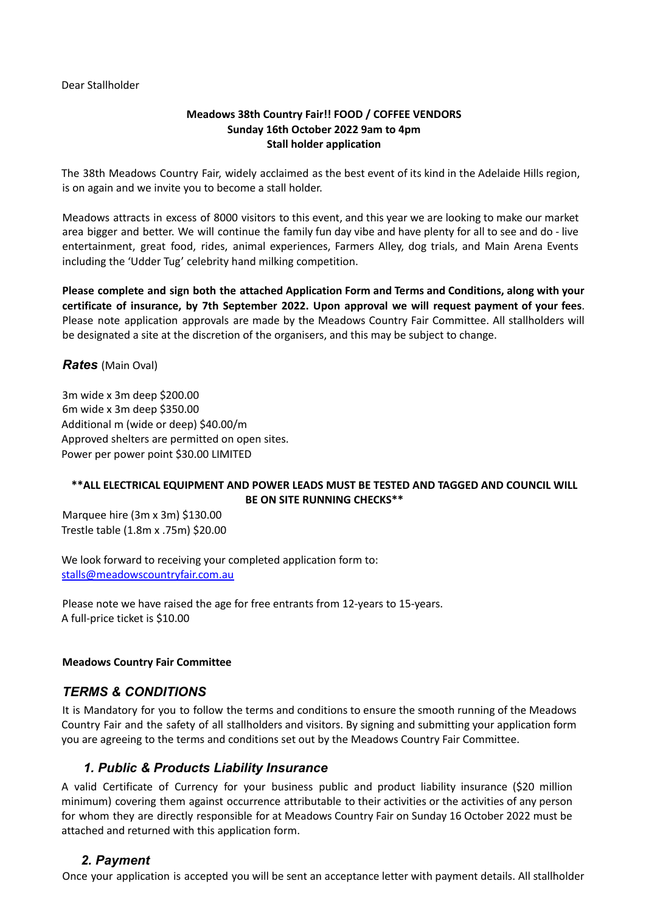Dear Stallholder

**Meadows 38th Country Fair!! FOOD / COFFEE VENDORS**
**Sunday 16th October 2022 9am to 4pm**
**Stall holder application**

The 38th Meadows Country Fair, widely acclaimed as the best event of its kind in the Adelaide Hills region, is on again and we invite you to become a stall holder.

Meadows attracts in excess of 8000 visitors to this event, and this year we are looking to make our market area bigger and better. We will continue the family fun day vibe and have plenty for all to see and do - live entertainment, great food, rides, animal experiences, Farmers Alley, dog trials, and Main Arena Events including the 'Udder Tug' celebrity hand milking competition.

**Please complete and sign both the attached Application Form and Terms and Conditions, along with your certificate of insurance, by 7th September 2022. Upon approval we will request payment of your fees**. Please note application approvals are made by the Meadows Country Fair Committee. All stallholders will be designated a site at the discretion of the organisers, and this may be subject to change.

***Rates*** (Main Oval)

3m wide x 3m deep $200.00
6m wide x 3m deep $350.00
Additional m (wide or deep) $40.00/m
Approved shelters are permitted on open sites.
Power per power point $30.00 LIMITED

**ALL ELECTRICAL EQUIPMENT AND POWER LEADS MUST BE TESTED AND TAGGED AND COUNCIL WILL BE ON SITE RUNNING CHECKS**

Marquee hire (3m x 3m) $130.00
Trestle table (1.8m x .75m) $20.00

We look forward to receiving your completed application form to:
stalls@meadowscountryfair.com.au

Please note we have raised the age for free entrants from 12-years to 15-years.
A full-price ticket is $10.00

**Meadows Country Fair Committee**

## *TERMS & CONDITIONS*

It is Mandatory for you to follow the terms and conditions to ensure the smooth running of the Meadows Country Fair and the safety of all stallholders and visitors. By signing and submitting your application form you are agreeing to the terms and conditions set out by the Meadows Country Fair Committee.

### *1. Public & Products Liability Insurance*

A valid Certificate of Currency for your business public and product liability insurance ($20 million minimum) covering them against occurrence attributable to their activities or the activities of any person for whom they are directly responsible for at Meadows Country Fair on Sunday 16 October 2022 must be attached and returned with this application form.

### *2. Payment*

Once your application is accepted you will be sent an acceptance letter with payment details. All stallholder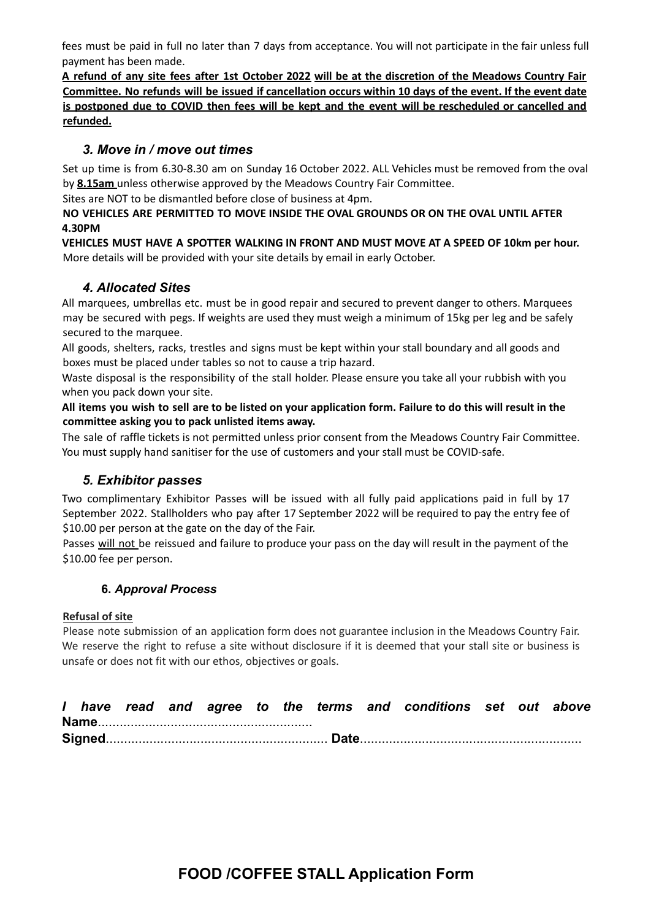fees must be paid in full no later than 7 days from acceptance. You will not participate in the fair unless full payment has been made.

**A refund of any site fees after 1st October 2022 will be at the discretion of the Meadows Country Fair Committee. No refunds will be issued if cancellation occurs within 10 days of the event. If the event date is postponed due to COVID then fees will be kept and the event will be rescheduled or cancelled and refunded.**

### *3. Move in / move out times*

Set up time is from 6.30-8.30 am on Sunday 16 October 2022. ALL Vehicles must be removed from the oval by **8.15am** unless otherwise approved by the Meadows Country Fair Committee.

Sites are NOT to be dismantled before close of business at 4pm.

**NO VEHICLES ARE PERMITTED TO MOVE INSIDE THE OVAL GROUNDS OR ON THE OVAL UNTIL AFTER 4.30PM**

**VEHICLES MUST HAVE A SPOTTER WALKING IN FRONT AND MUST MOVE AT A SPEED OF 10km per hour.**
More details will be provided with your site details by email in early October.

### *4. Allocated Sites*

All marquees, umbrellas etc. must be in good repair and secured to prevent danger to others. Marquees may be secured with pegs. If weights are used they must weigh a minimum of 15kg per leg and be safely secured to the marquee.

All goods, shelters, racks, trestles and signs must be kept within your stall boundary and all goods and boxes must be placed under tables so not to cause a trip hazard.

Waste disposal is the responsibility of the stall holder. Please ensure you take all your rubbish with you when you pack down your site.

**All items you wish to sell are to be listed on your application form. Failure to do this will result in the committee asking you to pack unlisted items away.**

The sale of raffle tickets is not permitted unless prior consent from the Meadows Country Fair Committee.
You must supply hand sanitiser for the use of customers and your stall must be COVID-safe.

### *5. Exhibitor passes*

Two complimentary Exhibitor Passes will be issued with all fully paid applications paid in full by 17 September 2022. Stallholders who pay after 17 September 2022 will be required to pay the entry fee of $10.00 per person at the gate on the day of the Fair.

Passes will not be reissued and failure to produce your pass on the day will result in the payment of the $10.00 fee per person.

### 6. *Approval Process*

**Refusal of site**

Please note submission of an application form does not guarantee inclusion in the Meadows Country Fair. We reserve the right to refuse a site without disclosure if it is deemed that your stall site or business is unsafe or does not fit with our ethos, objectives or goals.

***I have read and agree to the terms and conditions set out above***

**Name**..........................................................

**Signed**........................................................... **Date**...........................................................

## FOOD /COFFEE STALL Application Form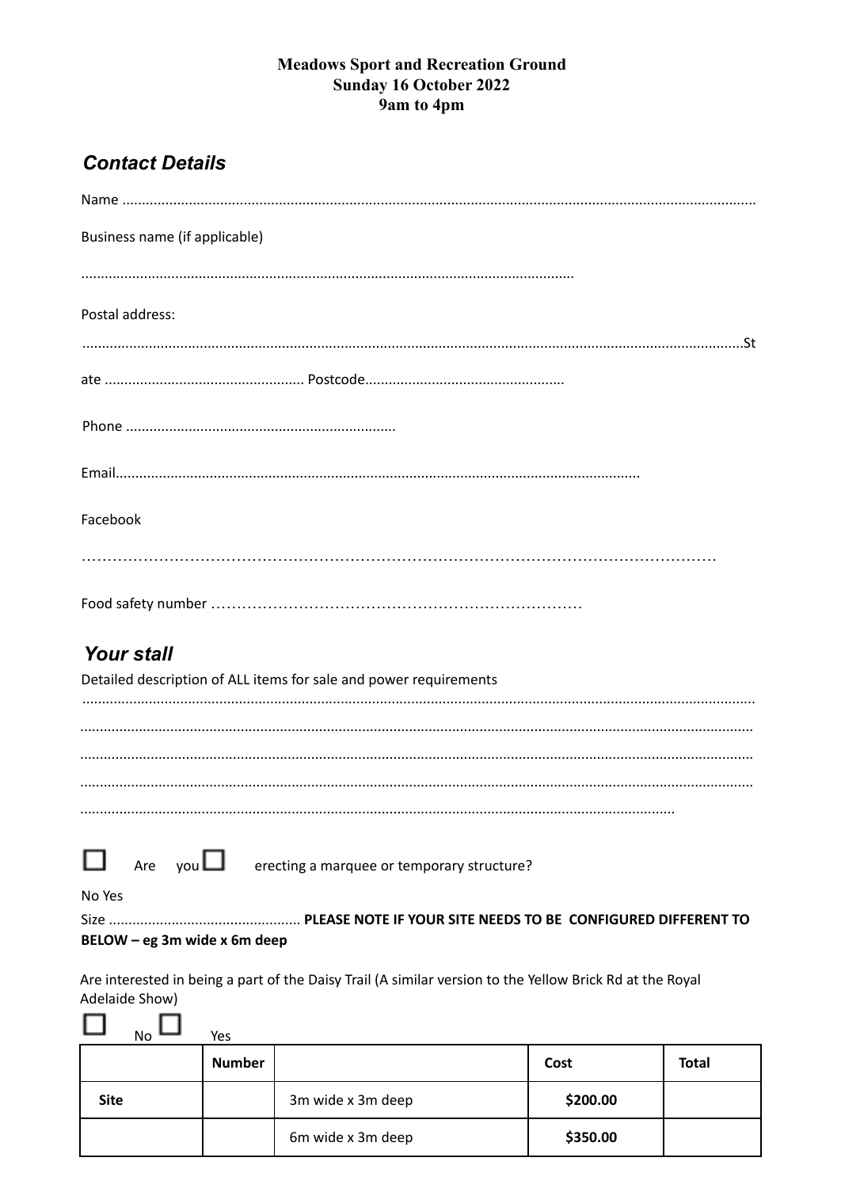**Meadows Sport and Recreation Ground**
**Sunday 16 October 2022**
**9am to 4pm**

## *Contact Details*

Name ..................................................................................................................................................

Business name (if applicable)

............................................................................................................................

Postal address:

.......................................................................................................................................................St

ate .................................................. Postcode..................................................

Phone ....................................................................

Email....................................................................................................................................

Facebook

……………………………………………………………………………………………………

Food safety number ………………………………………………………………

## *Your stall*

Detailed description of ALL items for sale and power requirements

.......................................................................................................................................................

.......................................................................................................................................................

.......................................................................................................................................................

.......................................................................................................................................................

.........................................................................................................................................

☐ Are you ☐ erecting a marquee or temporary structure?

No Yes

Size ................................................ **PLEASE NOTE IF YOUR SITE NEEDS TO BE CONFIGURED DIFFERENT TO BELOW – eg 3m wide x 6m deep**

Are interested in being a part of the Daisy Trail (A similar version to the Yellow Brick Rd at the Royal Adelaide Show)

☐ No ☐ Yes

| | Number | | Cost | Total |
|---|---|---|---|---|
| **Site** | | 3m wide x 3m deep | **$200.00** | |
| | | 6m wide x 3m deep | **$350.00** | |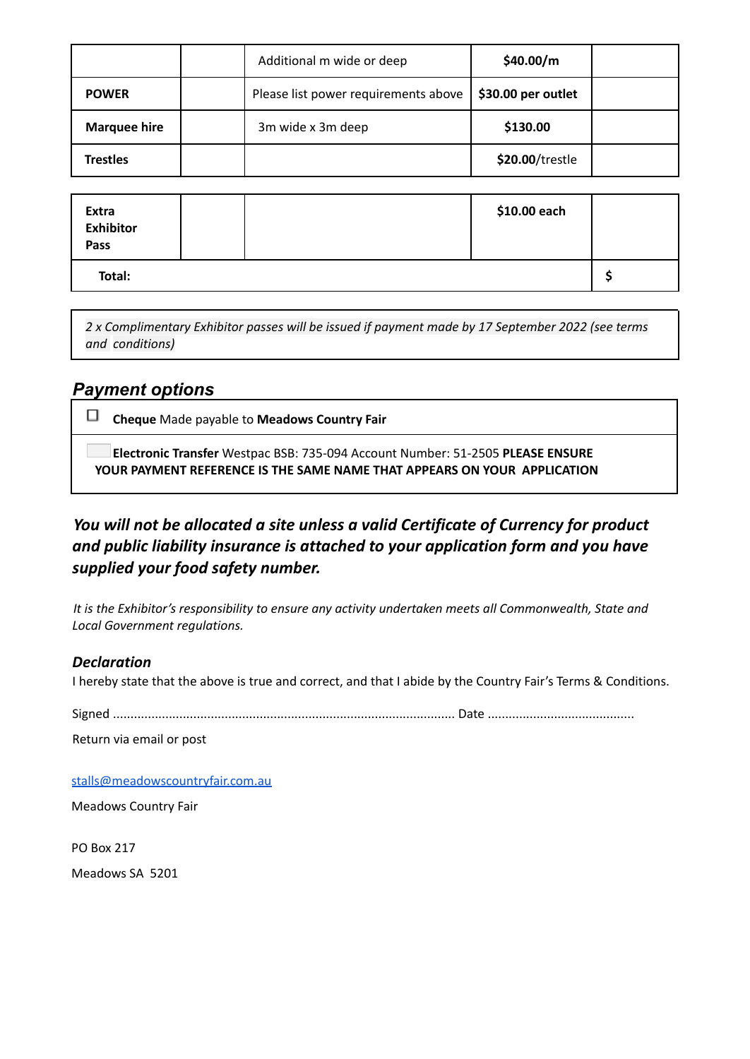| | | | | |
|---|---|---|---|---|
| | | Additional m wide or deep | **$40.00/m** | |
| **POWER** | | Please list power requirements above | **$30.00 per outlet** | |
| **Marquee hire** | | 3m wide x 3m deep | **$130.00** | |
| **Trestles** | | | **$20.00**/trestle | |

| | | | | |
|---|---|---|---|---|
| **Extra Exhibitor Pass** | | | **$10.00 each** | |
| **Total:** | | | | **$** |

*2 x Complimentary Exhibitor passes will be issued if payment made by 17 September 2022 (see terms and conditions)*

## *Payment options*

☐ **Cheque** Made payable to **Meadows Country Fair**

☐ **Electronic Transfer** Westpac BSB: 735-094 Account Number: 51-2505 **PLEASE ENSURE YOUR PAYMENT REFERENCE IS THE SAME NAME THAT APPEARS ON YOUR APPLICATION**

***You will not be allocated a site unless a valid Certificate of Currency for product and public liability insurance is attached to your application form and you have supplied your food safety number.***

*It is the Exhibitor's responsibility to ensure any activity undertaken meets all Commonwealth, State and Local Government regulations.*

### *Declaration*

I hereby state that the above is true and correct, and that I abide by the Country Fair's Terms & Conditions.

Signed ................................................................................................ Date .........................................

Return via email or post

stalls@meadowscountryfair.com.au

Meadows Country Fair

PO Box 217

Meadows SA 5201